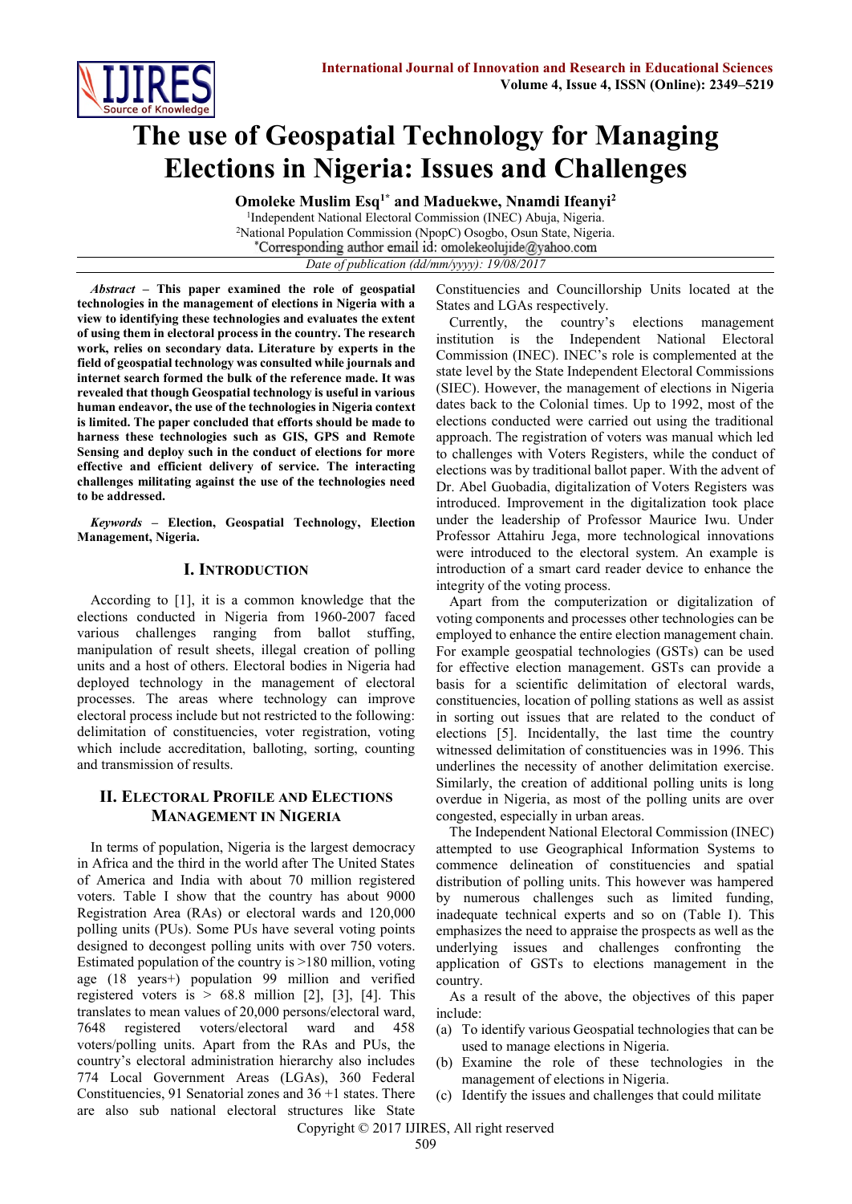# The use of Geospatial Technology for Managing Elections in Nigeria: Issues and Challenges

**Omoleke Muslim Esq[1*] and Maduekwe, Nnamdi Ifeanyi[2]**

[1]Independent National Electoral Commission (INEC) Abuja, Nigeria.
[2]National Population Commission (NpopC) Osogbo, Osun State, Nigeria.
*Corresponding author email id: omolekeolujide@yahoo.com

*Date of publication (dd/mm/yyyy): 19/08/2017*

***Abstract* – This paper examined the role of geospatial technologies in the management of elections in Nigeria with a view to identifying these technologies and evaluates the extent of using them in electoral process in the country. The research work, relies on secondary data. Literature by experts in the field of geospatial technology was consulted while journals and internet search formed the bulk of the reference made. It was revealed that though Geospatial technology is useful in various human endeavor, the use of the technologies in Nigeria context is limited. The paper concluded that efforts should be made to harness these technologies such as GIS, GPS and Remote Sensing and deploy such in the conduct of elections for more effective and efficient delivery of service. The interacting challenges militating against the use of the technologies need to be addressed.**

***Keywords* – Election, Geospatial Technology, Election Management, Nigeria.**

## I. Introduction

According to [1], it is a common knowledge that the elections conducted in Nigeria from 1960-2007 faced various challenges ranging from ballot stuffing, manipulation of result sheets, illegal creation of polling units and a host of others. Electoral bodies in Nigeria had deployed technology in the management of electoral processes. The areas where technology can improve electoral process include but not restricted to the following: delimitation of constituencies, voter registration, voting which include accreditation, balloting, sorting, counting and transmission of results.

## II. Electoral Profile and Elections Management in Nigeria

In terms of population, Nigeria is the largest democracy in Africa and the third in the world after The United States of America and India with about 70 million registered voters. Table I show that the country has about 9000 Registration Area (RAs) or electoral wards and 120,000 polling units (PUs). Some PUs have several voting points designed to decongest polling units with over 750 voters. Estimated population of the country is >180 million, voting age (18 years+) population 99 million and verified registered voters is > 68.8 million [2], [3], [4]. This translates to mean values of 20,000 persons/electoral ward, 7648 registered voters/electoral ward and 458 voters/polling units. Apart from the RAs and PUs, the country's electoral administration hierarchy also includes 774 Local Government Areas (LGAs), 360 Federal Constituencies, 91 Senatorial zones and 36 +1 states. There are also sub national electoral structures like State Constituencies and Councillorship Units located at the States and LGAs respectively.

Currently, the country's elections management institution is the Independent National Electoral Commission (INEC). INEC's role is complemented at the state level by the State Independent Electoral Commissions (SIEC). However, the management of elections in Nigeria dates back to the Colonial times. Up to 1992, most of the elections conducted were carried out using the traditional approach. The registration of voters was manual which led to challenges with Voters Registers, while the conduct of elections was by traditional ballot paper. With the advent of Dr. Abel Guobadia, digitalization of Voters Registers was introduced. Improvement in the digitalization took place under the leadership of Professor Maurice Iwu. Under Professor Attahiru Jega, more technological innovations were introduced to the electoral system. An example is introduction of a smart card reader device to enhance the integrity of the voting process.

Apart from the computerization or digitalization of voting components and processes other technologies can be employed to enhance the entire election management chain. For example geospatial technologies (GSTs) can be used for effective election management. GSTs can provide a basis for a scientific delimitation of electoral wards, constituencies, location of polling stations as well as assist in sorting out issues that are related to the conduct of elections [5]. Incidentally, the last time the country witnessed delimitation of constituencies was in 1996. This underlines the necessity of another delimitation exercise. Similarly, the creation of additional polling units is long overdue in Nigeria, as most of the polling units are over congested, especially in urban areas.

The Independent National Electoral Commission (INEC) attempted to use Geographical Information Systems to commence delineation of constituencies and spatial distribution of polling units. This however was hampered by numerous challenges such as limited funding, inadequate technical experts and so on (Table I). This emphasizes the need to appraise the prospects as well as the underlying issues and challenges confronting the application of GSTs to elections management in the country.

As a result of the above, the objectives of this paper include:

(a) To identify various Geospatial technologies that can be used to manage elections in Nigeria.
(b) Examine the role of these technologies in the management of elections in Nigeria.
(c) Identify the issues and challenges that could militate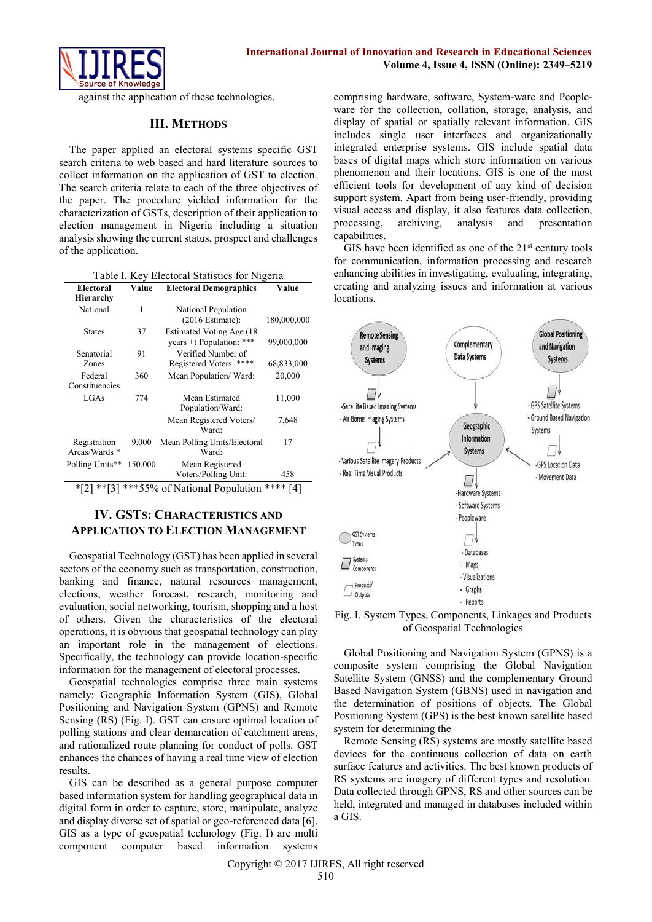against the application of these technologies.

## III. Methods

The paper applied an electoral systems specific GST search criteria to web based and hard literature sources to collect information on the application of GST to election. The search criteria relate to each of the three objectives of the paper. The procedure yielded information for the characterization of GSTs, description of their application to election management in Nigeria including a situation analysis showing the current status, prospect and challenges of the application.

Table I. Key Electoral Statistics for Nigeria

| Electoral Hierarchy | Value | Electoral Demographics | Value |
|---|---|---|---|
| National | 1 | National Population (2016 Estimate): | 180,000,000 |
| States | 37 | Estimated Voting Age (18 years +) Population: *** | 99,000,000 |
| Senatorial Zones | 91 | Verified Number of Registered Voters: **** | 68,833,000 |
| Federal Constituencies | 360 | Mean Population/ Ward: | 20,000 |
| LGAs | 774 | Mean Estimated Population/Ward: | 11,000 |
| | | Mean Registered Voters/ Ward: | 7,648 |
| Registration Areas/Wards * | 9,000 | Mean Polling Units/Electoral Ward: | 17 |
| Polling Units** | 150,000 | Mean Registered Voters/Polling Unit: | 458 |

*[2] **[3] ***55% of National Population **** [4]

## IV. GSTs: Characteristics and Application to Election Management

Geospatial Technology (GST) has been applied in several sectors of the economy such as transportation, construction, banking and finance, natural resources management, elections, weather forecast, research, monitoring and evaluation, social networking, tourism, shopping and a host of others. Given the characteristics of the electoral operations, it is obvious that geospatial technology can play an important role in the management of elections. Specifically, the technology can provide location-specific information for the management of electoral processes.

Geospatial technologies comprise three main systems namely: Geographic Information System (GIS), Global Positioning and Navigation System (GPNS) and Remote Sensing (RS) (Fig. I). GST can ensure optimal location of polling stations and clear demarcation of catchment areas, and rationalized route planning for conduct of polls. GST enhances the chances of having a real time view of election results.

GIS can be described as a general purpose computer based information system for handling geographical data in digital form in order to capture, store, manipulate, analyze and display diverse set of spatial or geo-referenced data [6]. GIS as a type of geospatial technology (Fig. I) are multi component computer based information systems comprising hardware, software, System-ware and People-ware for the collection, collation, storage, analysis, and display of spatial or spatially relevant information. GIS includes single user interfaces and organizationally integrated enterprise systems. GIS include spatial data bases of digital maps which store information on various phenomenon and their locations. GIS is one of the most efficient tools for development of any kind of decision support system. Apart from being user-friendly, providing visual access and display, it also features data collection, processing, archiving, analysis and presentation capabilities.

GIS have been identified as one of the 21st century tools for communication, information processing and research enhancing abilities in investigating, evaluating, integrating, creating and analyzing issues and information at various locations.

Remote Sensing and Imaging Systems | Complementary Data Systems | Global Positioning and Navigation Systems

- Satellite Based Imaging Systems
- Air Borne Imaging Systems

- Various Satellite Imagery Products
- Real Time Visual Products

- GPS Satellite Systems
- Ground Based Navigation Systems

- GPS Location Data
- Movement Data

Geographic Information Systems

- Hardware Systems
- Software Systems
- Peopleware

- Databases
- Maps
- Visualizations
- Graphs
- Reports

GST Systems Types | Systems Components | Products/ Outputs

Fig. I. System Types, Components, Linkages and Products of Geospatial Technologies

Global Positioning and Navigation System (GPNS) is a composite system comprising the Global Navigation Satellite System (GNSS) and the complementary Ground Based Navigation System (GBNS) used in navigation and the determination of positions of objects. The Global Positioning System (GPS) is the best known satellite based system for determining the

Remote Sensing (RS) systems are mostly satellite based devices for the continuous collection of data on earth surface features and activities. The best known products of RS systems are imagery of different types and resolution. Data collected through GPNS, RS and other sources can be held, integrated and managed in databases included within a GIS.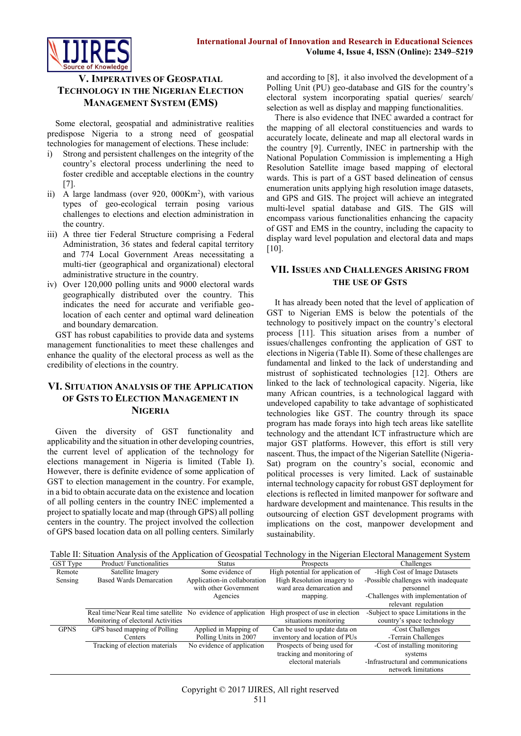## V. Imperatives of Geospatial Technology in the Nigerian Election Management System (EMS)

Some electoral, geospatial and administrative realities predispose Nigeria to a strong need of geospatial technologies for management of elections. These include:

i) Strong and persistent challenges on the integrity of the country's electoral process underlining the need to foster credible and acceptable elections in the country [7].
ii) A large landmass (over 920, 000Km$^2$), with various types of geo-ecological terrain posing various challenges to elections and election administration in the country.
iii) A three tier Federal Structure comprising a Federal Administration, 36 states and federal capital territory and 774 Local Government Areas necessitating a multi-tier (geographical and organizational) electoral administrative structure in the country.
iv) Over 120,000 polling units and 9000 electoral wards geographically distributed over the country. This indicates the need for accurate and verifiable geo-location of each center and optimal ward delineation and boundary demarcation.

GST has robust capabilities to provide data and systems management functionalities to meet these challenges and enhance the quality of the electoral process as well as the credibility of elections in the country.

## VI. Situation Analysis of the Application of GSTs to Election Management in Nigeria

Given the diversity of GST functionality and applicability and the situation in other developing countries, the current level of application of the technology for elections management in Nigeria is limited (Table I). However, there is definite evidence of some application of GST to election management in the country. For example, in a bid to obtain accurate data on the existence and location of all polling centers in the country INEC implemented a project to spatially locate and map (through GPS) all polling centers in the country. The project involved the collection of GPS based location data on all polling centers. Similarly and according to [8], it also involved the development of a Polling Unit (PU) geo-database and GIS for the country's electoral system incorporating spatial queries/ search/ selection as well as display and mapping functionalities.

There is also evidence that INEC awarded a contract for the mapping of all electoral constituencies and wards to accurately locate, delineate and map all electoral wards in the country [9]. Currently, INEC in partnership with the National Population Commission is implementing a High Resolution Satellite image based mapping of electoral wards. This is part of a GST based delineation of census enumeration units applying high resolution image datasets, and GPS and GIS. The project will achieve an integrated multi-level spatial database and GIS. The GIS will encompass various functionalities enhancing the capacity of GST and EMS in the country, including the capacity to display ward level population and electoral data and maps [10].

## VII. Issues and Challenges Arising from the Use of GSTs

It has already been noted that the level of application of GST to Nigerian EMS is below the potentials of the technology to positively impact on the country's electoral process [11]. This situation arises from a number of issues/challenges confronting the application of GST to elections in Nigeria (Table II). Some of these challenges are fundamental and linked to the lack of understanding and mistrust of sophisticated technologies [12]. Others are linked to the lack of technological capacity. Nigeria, like many African countries, is a technological laggard with undeveloped capability to take advantage of sophisticated technologies like GST. The country through its space program has made forays into high tech areas like satellite technology and the attendant ICT infrastructure which are major GST platforms. However, this effort is still very nascent. Thus, the impact of the Nigerian Satellite (Nigeria-Sat) program on the country's social, economic and political processes is very limited. Lack of sustainable internal technology capacity for robust GST deployment for elections is reflected in limited manpower for software and hardware development and maintenance. This results in the outsourcing of election GST development programs with implications on the cost, manpower development and sustainability.

Table II: Situation Analysis of the Application of Geospatial Technology in the Nigerian Electoral Management System

| GST Type | Product/ Functionalities | Status | Prospects | Challenges |
|---|---|---|---|---|
| Remote Sensing | Satellite Imagery Based Wards Demarcation | Some evidence of Application-in collaboration with other Government Agencies | High potential for application of High Resolution imagery to ward area demarcation and mapping. | -High Cost of Image Datasets<br>-Possible challenges with inadequate personnel<br>-Challenges with implementation of relevant regulation |
| | Real time/Near Real time satellite Monitoring of electoral Activities | No evidence of application | High prospect of use in election situations monitoring | -Subject to space Limitations in the country's space technology |
| GPNS | GPS based mapping of Polling Centers | Applied in Mapping of Polling Units in 2007 | Can be used to update data on inventory and location of PUs | -Cost Challenges<br>-Terrain Challenges |
| | Tracking of election materials | No evidence of application | Prospects of being used for tracking and monitoring of electoral materials | -Cost of installing monitoring systems<br>-Infrastructural and communications network limitations |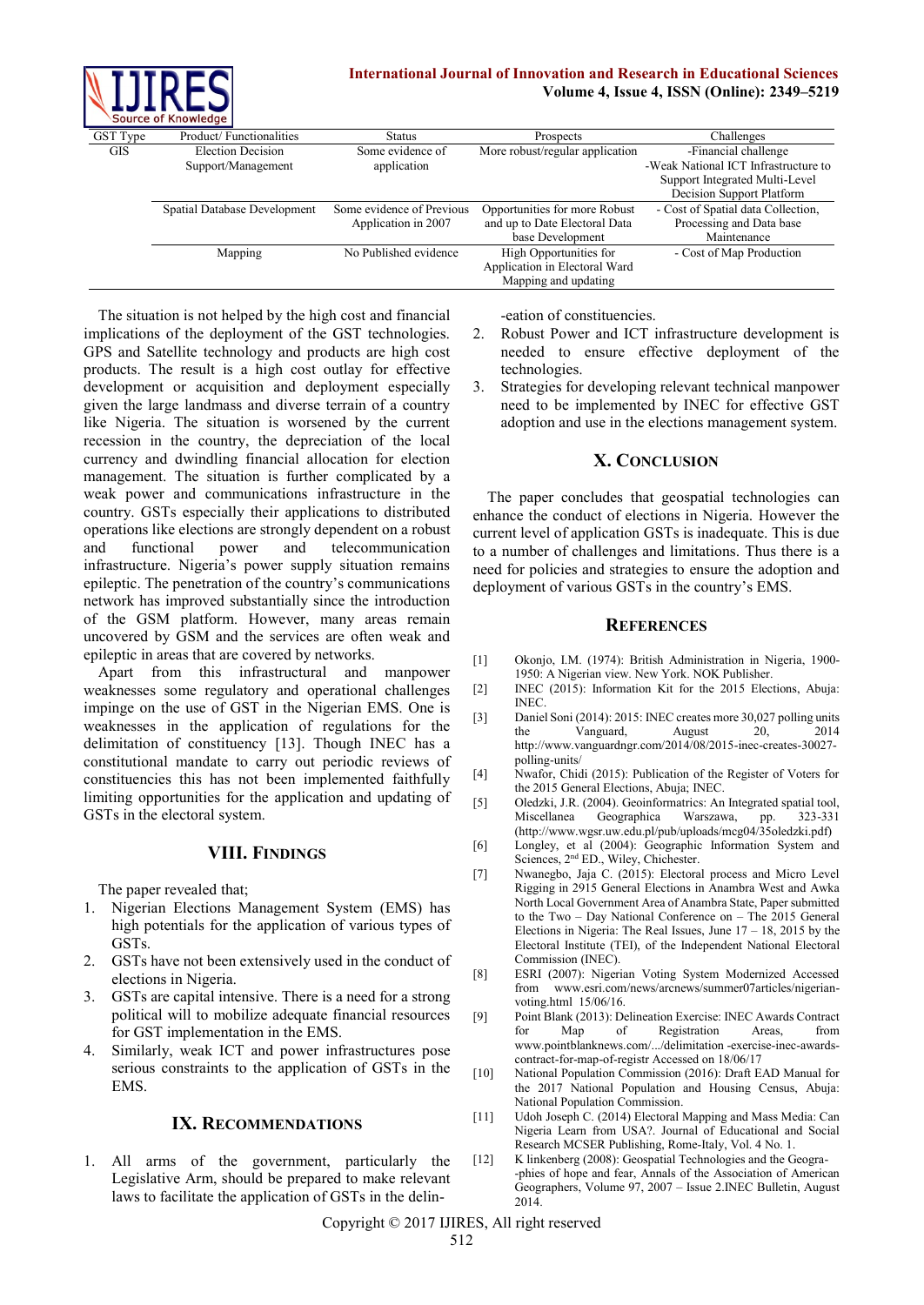| GST Type | Product/ Functionalities | Status | Prospects | Challenges |
|---|---|---|---|---|
| GIS | Election Decision Support/Management | Some evidence of application | More robust/regular application | -Financial challenge -Weak National ICT Infrastructure to Support Integrated Multi-Level Decision Support Platform |
| | Spatial Database Development | Some evidence of Previous Application in 2007 | Opportunities for more Robust and up to Date Electoral Data base Development | - Cost of Spatial data Collection, Processing and Data base Maintenance |
| | Mapping | No Published evidence | High Opportunities for Application in Electoral Ward Mapping and updating | - Cost of Map Production |

The situation is not helped by the high cost and financial implications of the deployment of the GST technologies. GPS and Satellite technology and products are high cost products. The result is a high cost outlay for effective development or acquisition and deployment especially given the large landmass and diverse terrain of a country like Nigeria. The situation is worsened by the current recession in the country, the depreciation of the local currency and dwindling financial allocation for election management. The situation is further complicated by a weak power and communications infrastructure in the country. GSTs especially their applications to distributed operations like elections are strongly dependent on a robust and functional power and telecommunication infrastructure. Nigeria's power supply situation remains epileptic. The penetration of the country's communications network has improved substantially since the introduction of the GSM platform. However, many areas remain uncovered by GSM and the services are often weak and epileptic in areas that are covered by networks.

Apart from this infrastructural and manpower weaknesses some regulatory and operational challenges impinge on the use of GST in the Nigerian EMS. One is weaknesses in the application of regulations for the delimitation of constituency [13]. Though INEC has a constitutional mandate to carry out periodic reviews of constituencies this has not been implemented faithfully limiting opportunities for the application and updating of GSTs in the electoral system.

## VIII. Findings

The paper revealed that;

1. Nigerian Elections Management System (EMS) has high potentials for the application of various types of GSTs.
2. GSTs have not been extensively used in the conduct of elections in Nigeria.
3. GSTs are capital intensive. There is a need for a strong political will to mobilize adequate financial resources for GST implementation in the EMS.
4. Similarly, weak ICT and power infrastructures pose serious constraints to the application of GSTs in the EMS.

## IX. Recommendations

1. All arms of the government, particularly the Legislative Arm, should be prepared to make relevant laws to facilitate the application of GSTs in the delineation of constituencies.
2. Robust Power and ICT infrastructure development is needed to ensure effective deployment of the technologies.
3. Strategies for developing relevant technical manpower need to be implemented by INEC for effective GST adoption and use in the elections management system.

## X. Conclusion

The paper concludes that geospatial technologies can enhance the conduct of elections in Nigeria. However the current level of application GSTs is inadequate. This is due to a number of challenges and limitations. Thus there is a need for policies and strategies to ensure the adoption and deployment of various GSTs in the country's EMS.

## References

[1] Okonjo, I.M. (1974): British Administration in Nigeria, 1900-1950: A Nigerian view. New York. NOK Publisher.

[2] INEC (2015): Information Kit for the 2015 Elections, Abuja: INEC.

[3] Daniel Soni (2014): 2015: INEC creates more 30,027 polling units the Vanguard, August 20, 2014 http://www.vanguardngr.com/2014/08/2015-inec-creates-30027-polling-units/

[4] Nwafor, Chidi (2015): Publication of the Register of Voters for the 2015 General Elections, Abuja; INEC.

[5] Oledzki, J.R. (2004). Geoinformatrics: An Integrated spatial tool, Miscellanea Geographica Warszawa, pp. 323-331 (http://www.wgsr.uw.edu.pl/pub/uploads/mcg04/35oledzki.pdf)

[6] Longley, et al (2004): Geographic Information System and Sciences, 2nd ED., Wiley, Chichester.

[7] Nwanegbo, Jaja C. (2015): Electoral process and Micro Level Rigging in 2915 General Elections in Anambra West and Awka North Local Government Area of Anambra State, Paper submitted to the Two – Day National Conference on – The 2015 General Elections in Nigeria: The Real Issues, June 17 – 18, 2015 by the Electoral Institute (TEI), of the Independent National Electoral Commission (INEC).

[8] ESRI (2007): Nigerian Voting System Modernized Accessed from www.esri.com/news/arcnews/summer07articles/nigerian-voting.html 15/06/16.

[9] Point Blank (2013): Delineation Exercise: INEC Awards Contract for Map of Registration Areas, from www.pointblanknews.com/.../delimitation -exercise-inec-awards-contract-for-map-of-registr Accessed on 18/06/17

[10] National Population Commission (2016): Draft EAD Manual for the 2017 National Population and Housing Census, Abuja: National Population Commission.

[11] Udoh Joseph C. (2014) Electoral Mapping and Mass Media: Can Nigeria Learn from USA?. Journal of Educational and Social Research MCSER Publishing, Rome-Italy, Vol. 4 No. 1.

[12] K linkenberg (2008): Geospatial Technologies and the Geogra--phies of hope and fear, Annals of the Association of American Geographers, Volume 97, 2007 – Issue 2.INEC Bulletin, August 2014.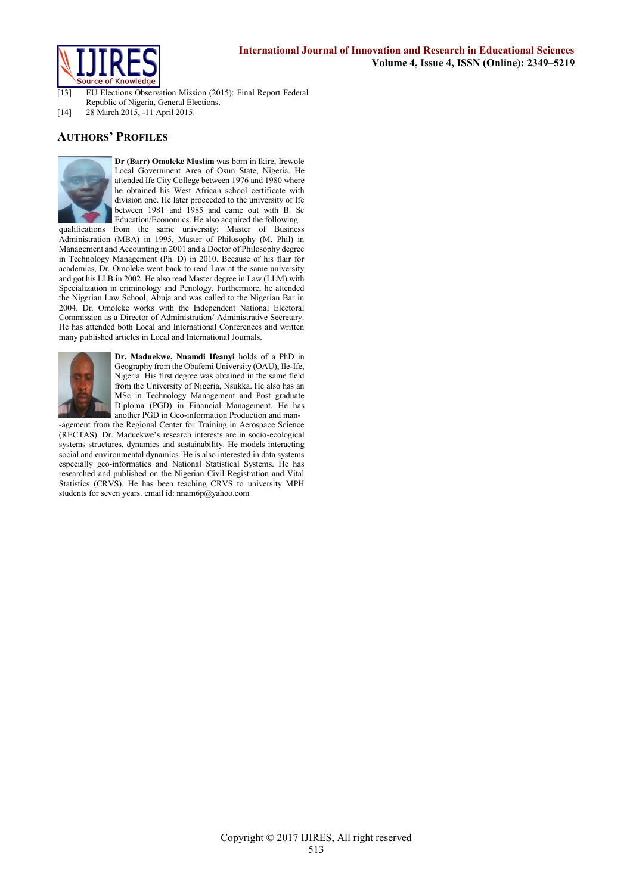[13] EU Elections Observation Mission (2015): Final Report Federal Republic of Nigeria, General Elections.

[14] 28 March 2015, -11 April 2015.

## AUTHORS' PROFILES

**Dr (Barr) Omoleke Muslim** was born in Ikire, Irewole Local Government Area of Osun State, Nigeria. He attended Ife City College between 1976 and 1980 where he obtained his West African school certificate with division one. He later proceeded to the university of Ife between 1981 and 1985 and came out with B. Sc Education/Economics. He also acquired the following qualifications from the same university: Master of Business Administration (MBA) in 1995, Master of Philosophy (M. Phil) in Management and Accounting in 2001 and a Doctor of Philosophy degree in Technology Management (Ph. D) in 2010. Because of his flair for academics, Dr. Omoleke went back to read Law at the same university and got his LLB in 2002. He also read Master degree in Law (LLM) with Specialization in criminology and Penology. Furthermore, he attended the Nigerian Law School, Abuja and was called to the Nigerian Bar in 2004. Dr. Omoleke works with the Independent National Electoral Commission as a Director of Administration/ Administrative Secretary. He has attended both Local and International Conferences and written many published articles in Local and International Journals.

**Dr. Maduekwe, Nnamdi Ifeanyi** holds of a PhD in Geography from the Obafemi University (OAU), Ile-Ife, Nigeria. His first degree was obtained in the same field from the University of Nigeria, Nsukka. He also has an MSc in Technology Management and Post graduate Diploma (PGD) in Financial Management. He has another PGD in Geo-information Production and management from the Regional Center for Training in Aerospace Science (RECTAS). Dr. Maduekwe's research interests are in socio-ecological systems structures, dynamics and sustainability. He models interacting social and environmental dynamics. He is also interested in data systems especially geo-informatics and National Statistical Systems. He has researched and published on the Nigerian Civil Registration and Vital Statistics (CRVS). He has been teaching CRVS to university MPH students for seven years. email id: nnam6p@yahoo.com